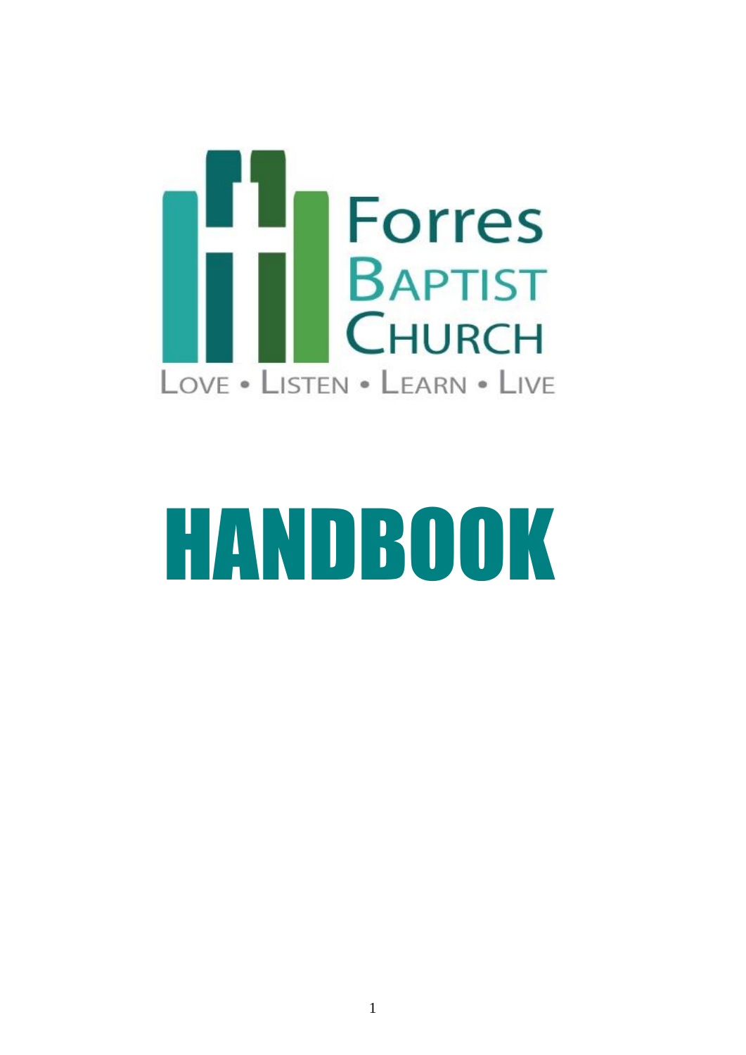Forres Baptist Church

Love • Listen • Learn • Live

# HANDBOOK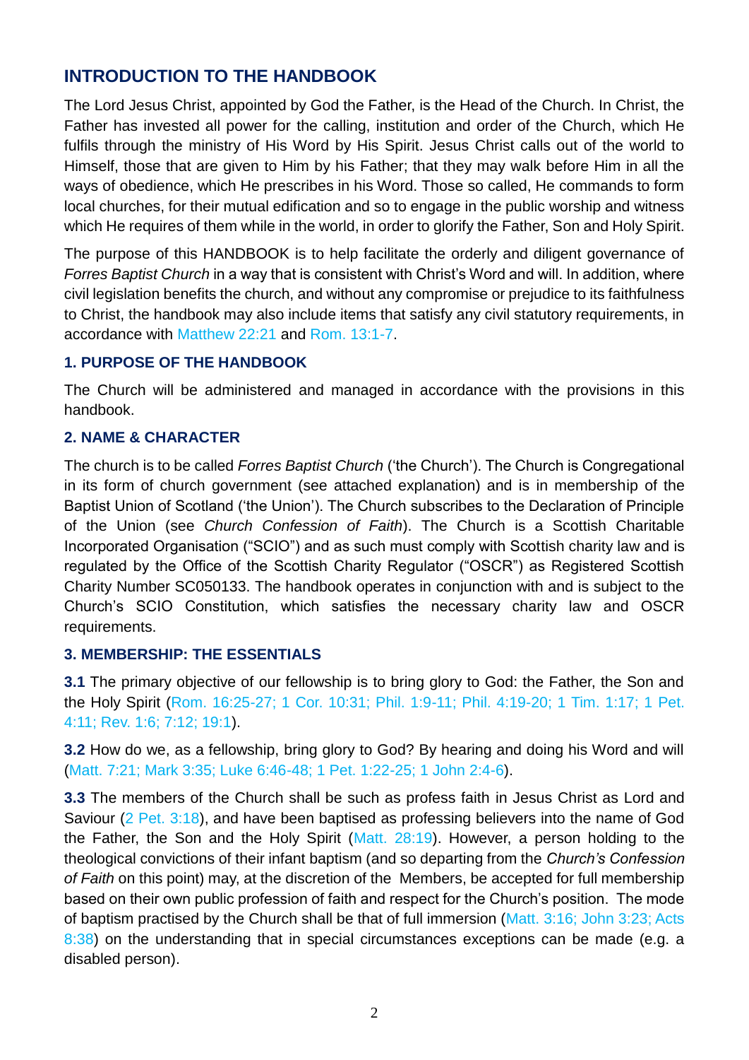## INTRODUCTION TO THE HANDBOOK

The Lord Jesus Christ, appointed by God the Father, is the Head of the Church. In Christ, the Father has invested all power for the calling, institution and order of the Church, which He fulfils through the ministry of His Word by His Spirit. Jesus Christ calls out of the world to Himself, those that are given to Him by his Father; that they may walk before Him in all the ways of obedience, which He prescribes in his Word. Those so called, He commands to form local churches, for their mutual edification and so to engage in the public worship and witness which He requires of them while in the world, in order to glorify the Father, Son and Holy Spirit.

The purpose of this HANDBOOK is to help facilitate the orderly and diligent governance of *Forres Baptist Church* in a way that is consistent with Christ's Word and will. In addition, where civil legislation benefits the church, and without any compromise or prejudice to its faithfulness to Christ, the handbook may also include items that satisfy any civil statutory requirements, in accordance with Matthew 22:21 and Rom. 13:1-7.

### 1. PURPOSE OF THE HANDBOOK

The Church will be administered and managed in accordance with the provisions in this handbook.

### 2. NAME & CHARACTER

The church is to be called *Forres Baptist Church* ('the Church'). The Church is Congregational in its form of church government (see attached explanation) and is in membership of the Baptist Union of Scotland ('the Union'). The Church subscribes to the Declaration of Principle of the Union (see *Church Confession of Faith*). The Church is a Scottish Charitable Incorporated Organisation ("SCIO") and as such must comply with Scottish charity law and is regulated by the Office of the Scottish Charity Regulator ("OSCR") as Registered Scottish Charity Number SC050133. The handbook operates in conjunction with and is subject to the Church's SCIO Constitution, which satisfies the necessary charity law and OSCR requirements.

### 3. MEMBERSHIP: THE ESSENTIALS

**3.1** The primary objective of our fellowship is to bring glory to God: the Father, the Son and the Holy Spirit (Rom. 16:25-27; 1 Cor. 10:31; Phil. 1:9-11; Phil. 4:19-20; 1 Tim. 1:17; 1 Pet. 4:11; Rev. 1:6; 7:12; 19:1).

**3.2** How do we, as a fellowship, bring glory to God? By hearing and doing his Word and will (Matt. 7:21; Mark 3:35; Luke 6:46-48; 1 Pet. 1:22-25; 1 John 2:4-6).

**3.3** The members of the Church shall be such as profess faith in Jesus Christ as Lord and Saviour (2 Pet. 3:18), and have been baptised as professing believers into the name of God the Father, the Son and the Holy Spirit (Matt. 28:19). However, a person holding to the theological convictions of their infant baptism (and so departing from the *Church's Confession of Faith* on this point) may, at the discretion of the Members, be accepted for full membership based on their own public profession of faith and respect for the Church's position. The mode of baptism practised by the Church shall be that of full immersion (Matt. 3:16; John 3:23; Acts 8:38) on the understanding that in special circumstances exceptions can be made (e.g. a disabled person).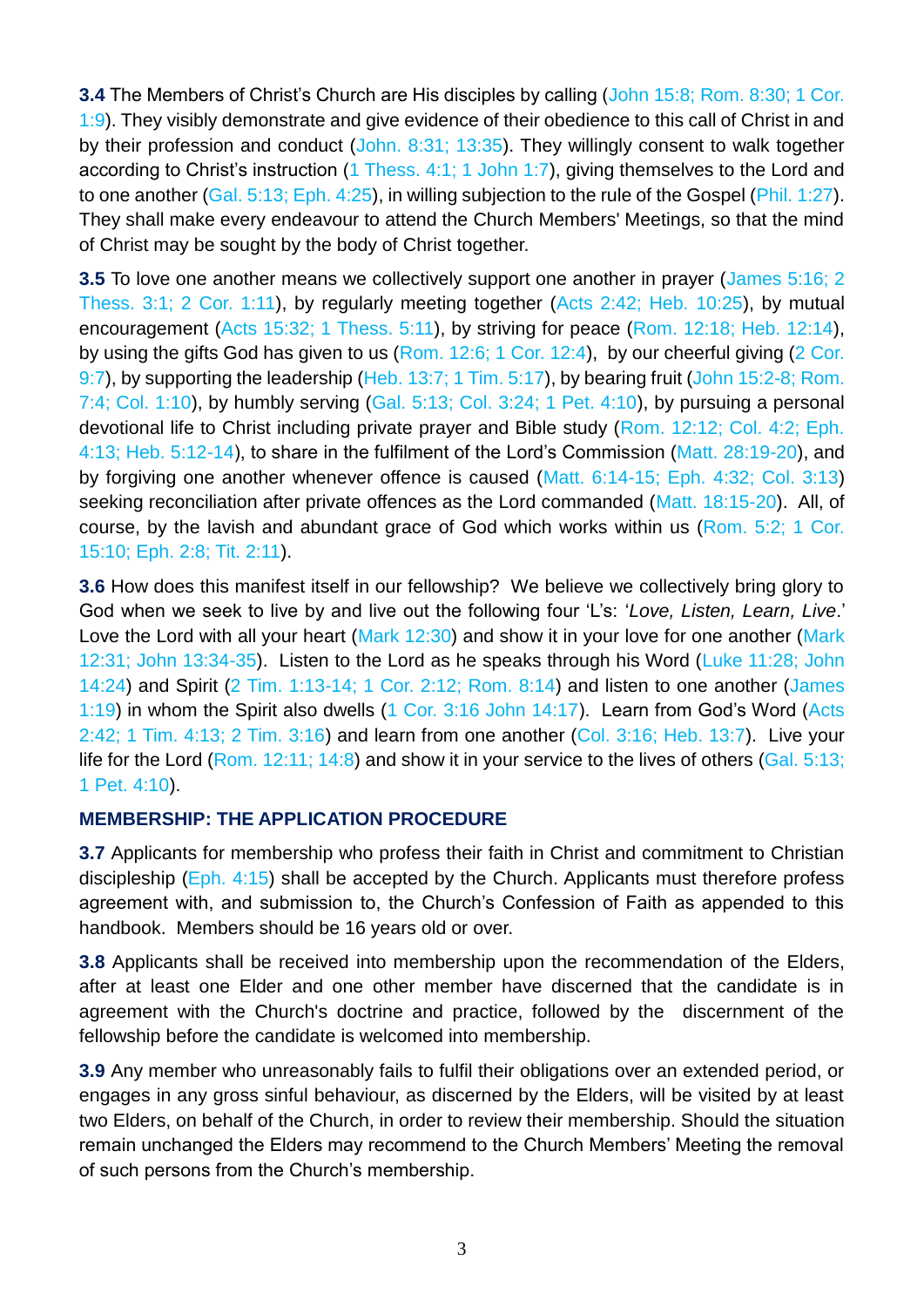**3.4** The Members of Christ's Church are His disciples by calling (John 15:8; Rom. 8:30; 1 Cor. 1:9). They visibly demonstrate and give evidence of their obedience to this call of Christ in and by their profession and conduct (John. 8:31; 13:35). They willingly consent to walk together according to Christ's instruction (1 Thess. 4:1; 1 John 1:7), giving themselves to the Lord and to one another (Gal. 5:13; Eph. 4:25), in willing subjection to the rule of the Gospel (Phil. 1:27). They shall make every endeavour to attend the Church Members' Meetings, so that the mind of Christ may be sought by the body of Christ together.

**3.5** To love one another means we collectively support one another in prayer (James 5:16; 2 Thess. 3:1; 2 Cor. 1:11), by regularly meeting together (Acts 2:42; Heb. 10:25), by mutual encouragement (Acts 15:32; 1 Thess. 5:11), by striving for peace (Rom. 12:18; Heb. 12:14), by using the gifts God has given to us (Rom. 12:6; 1 Cor. 12:4), by our cheerful giving (2 Cor. 9:7), by supporting the leadership (Heb. 13:7; 1 Tim. 5:17), by bearing fruit (John 15:2-8; Rom. 7:4; Col. 1:10), by humbly serving (Gal. 5:13; Col. 3:24; 1 Pet. 4:10), by pursuing a personal devotional life to Christ including private prayer and Bible study (Rom. 12:12; Col. 4:2; Eph. 4:13; Heb. 5:12-14), to share in the fulfilment of the Lord's Commission (Matt. 28:19-20), and by forgiving one another whenever offence is caused (Matt. 6:14-15; Eph. 4:32; Col. 3:13) seeking reconciliation after private offences as the Lord commanded (Matt. 18:15-20). All, of course, by the lavish and abundant grace of God which works within us (Rom. 5:2; 1 Cor. 15:10; Eph. 2:8; Tit. 2:11).

**3.6** How does this manifest itself in our fellowship? We believe we collectively bring glory to God when we seek to live by and live out the following four 'L's: '*Love, Listen, Learn, Live*.' Love the Lord with all your heart (Mark 12:30) and show it in your love for one another (Mark 12:31; John 13:34-35). Listen to the Lord as he speaks through his Word (Luke 11:28; John 14:24) and Spirit (2 Tim. 1:13-14; 1 Cor. 2:12; Rom. 8:14) and listen to one another (James 1:19) in whom the Spirit also dwells (1 Cor. 3:16 John 14:17). Learn from God's Word (Acts 2:42; 1 Tim. 4:13; 2 Tim. 3:16) and learn from one another (Col. 3:16; Heb. 13:7). Live your life for the Lord (Rom. 12:11; 14:8) and show it in your service to the lives of others (Gal. 5:13; 1 Pet. 4:10).

## MEMBERSHIP: THE APPLICATION PROCEDURE

**3.7** Applicants for membership who profess their faith in Christ and commitment to Christian discipleship (Eph. 4:15) shall be accepted by the Church. Applicants must therefore profess agreement with, and submission to, the Church's Confession of Faith as appended to this handbook. Members should be 16 years old or over.

**3.8** Applicants shall be received into membership upon the recommendation of the Elders, after at least one Elder and one other member have discerned that the candidate is in agreement with the Church's doctrine and practice, followed by the discernment of the fellowship before the candidate is welcomed into membership.

**3.9** Any member who unreasonably fails to fulfil their obligations over an extended period, or engages in any gross sinful behaviour, as discerned by the Elders, will be visited by at least two Elders, on behalf of the Church, in order to review their membership. Should the situation remain unchanged the Elders may recommend to the Church Members' Meeting the removal of such persons from the Church's membership.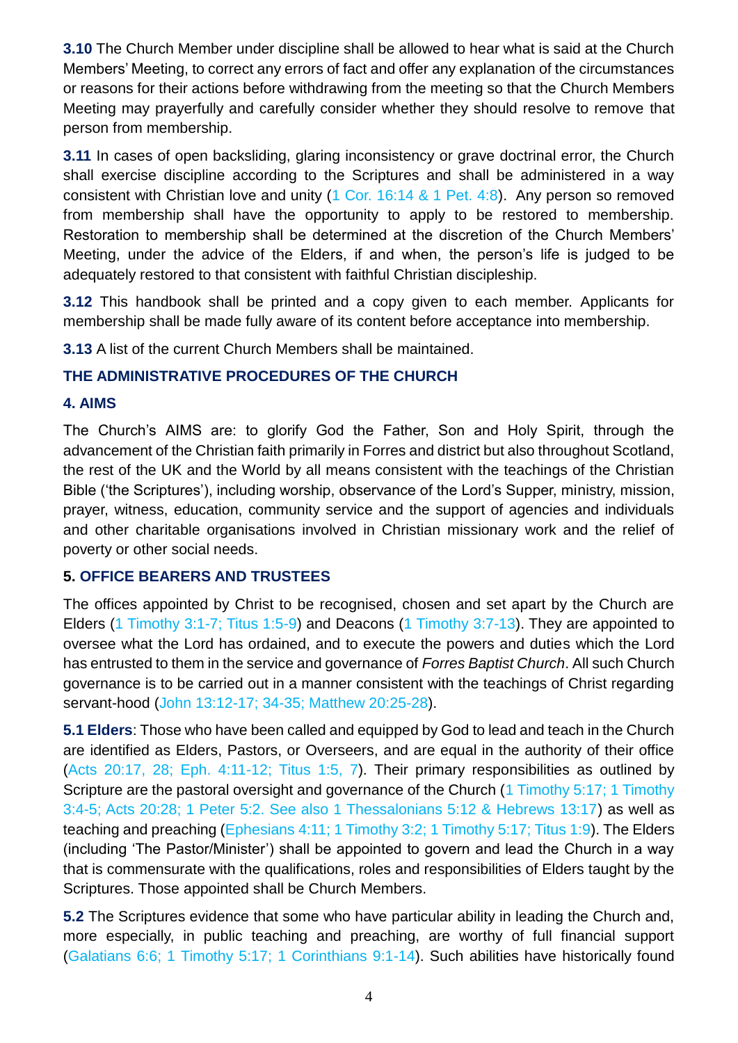**3.10** The Church Member under discipline shall be allowed to hear what is said at the Church Members' Meeting, to correct any errors of fact and offer any explanation of the circumstances or reasons for their actions before withdrawing from the meeting so that the Church Members Meeting may prayerfully and carefully consider whether they should resolve to remove that person from membership.

**3.11** In cases of open backsliding, glaring inconsistency or grave doctrinal error, the Church shall exercise discipline according to the Scriptures and shall be administered in a way consistent with Christian love and unity (1 Cor. 16:14 & 1 Pet. 4:8). Any person so removed from membership shall have the opportunity to apply to be restored to membership. Restoration to membership shall be determined at the discretion of the Church Members' Meeting, under the advice of the Elders, if and when, the person's life is judged to be adequately restored to that consistent with faithful Christian discipleship.

**3.12** This handbook shall be printed and a copy given to each member. Applicants for membership shall be made fully aware of its content before acceptance into membership.

**3.13** A list of the current Church Members shall be maintained.

## THE ADMINISTRATIVE PROCEDURES OF THE CHURCH

### 4. AIMS

The Church's AIMS are: to glorify God the Father, Son and Holy Spirit, through the advancement of the Christian faith primarily in Forres and district but also throughout Scotland, the rest of the UK and the World by all means consistent with the teachings of the Christian Bible ('the Scriptures'), including worship, observance of the Lord's Supper, ministry, mission, prayer, witness, education, community service and the support of agencies and individuals and other charitable organisations involved in Christian missionary work and the relief of poverty or other social needs.

### 5. OFFICE BEARERS AND TRUSTEES

The offices appointed by Christ to be recognised, chosen and set apart by the Church are Elders (1 Timothy 3:1-7; Titus 1:5-9) and Deacons (1 Timothy 3:7-13). They are appointed to oversee what the Lord has ordained, and to execute the powers and duties which the Lord has entrusted to them in the service and governance of *Forres Baptist Church*. All such Church governance is to be carried out in a manner consistent with the teachings of Christ regarding servant-hood (John 13:12-17; 34-35; Matthew 20:25-28).

**5.1 Elders**: Those who have been called and equipped by God to lead and teach in the Church are identified as Elders, Pastors, or Overseers, and are equal in the authority of their office (Acts 20:17, 28; Eph. 4:11-12; Titus 1:5, 7). Their primary responsibilities as outlined by Scripture are the pastoral oversight and governance of the Church (1 Timothy 5:17; 1 Timothy 3:4-5; Acts 20:28; 1 Peter 5:2. See also 1 Thessalonians 5:12 & Hebrews 13:17) as well as teaching and preaching (Ephesians 4:11; 1 Timothy 3:2; 1 Timothy 5:17; Titus 1:9). The Elders (including 'The Pastor/Minister') shall be appointed to govern and lead the Church in a way that is commensurate with the qualifications, roles and responsibilities of Elders taught by the Scriptures. Those appointed shall be Church Members.

**5.2** The Scriptures evidence that some who have particular ability in leading the Church and, more especially, in public teaching and preaching, are worthy of full financial support (Galatians 6:6; 1 Timothy 5:17; 1 Corinthians 9:1-14). Such abilities have historically found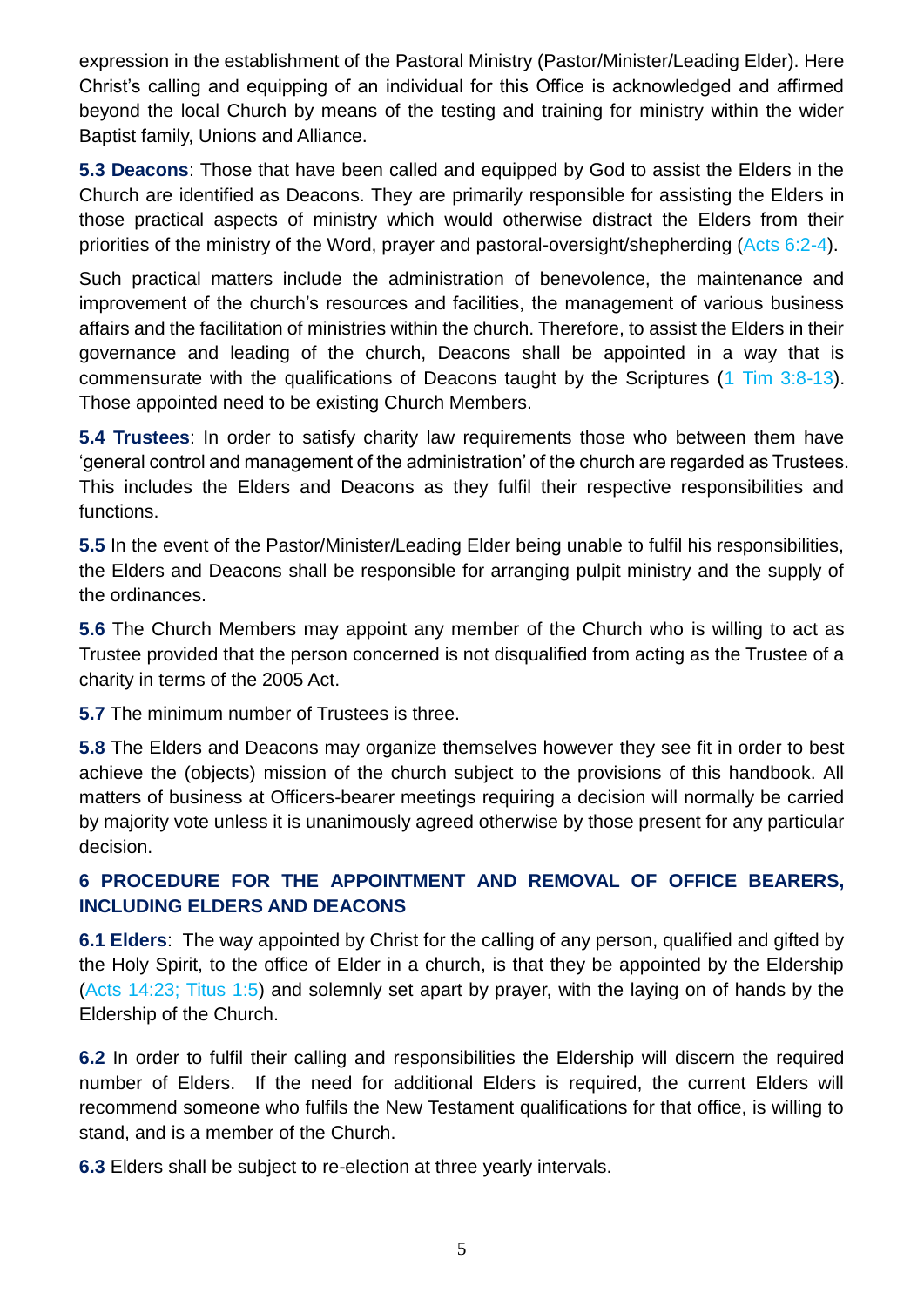expression in the establishment of the Pastoral Ministry (Pastor/Minister/Leading Elder). Here Christ's calling and equipping of an individual for this Office is acknowledged and affirmed beyond the local Church by means of the testing and training for ministry within the wider Baptist family, Unions and Alliance.

**5.3 Deacons**: Those that have been called and equipped by God to assist the Elders in the Church are identified as Deacons. They are primarily responsible for assisting the Elders in those practical aspects of ministry which would otherwise distract the Elders from their priorities of the ministry of the Word, prayer and pastoral-oversight/shepherding (Acts 6:2-4).

Such practical matters include the administration of benevolence, the maintenance and improvement of the church's resources and facilities, the management of various business affairs and the facilitation of ministries within the church. Therefore, to assist the Elders in their governance and leading of the church, Deacons shall be appointed in a way that is commensurate with the qualifications of Deacons taught by the Scriptures (1 Tim 3:8-13). Those appointed need to be existing Church Members.

**5.4 Trustees**: In order to satisfy charity law requirements those who between them have 'general control and management of the administration' of the church are regarded as Trustees. This includes the Elders and Deacons as they fulfil their respective responsibilities and functions.

**5.5** In the event of the Pastor/Minister/Leading Elder being unable to fulfil his responsibilities, the Elders and Deacons shall be responsible for arranging pulpit ministry and the supply of the ordinances.

**5.6** The Church Members may appoint any member of the Church who is willing to act as Trustee provided that the person concerned is not disqualified from acting as the Trustee of a charity in terms of the 2005 Act.

**5.7** The minimum number of Trustees is three.

**5.8** The Elders and Deacons may organize themselves however they see fit in order to best achieve the (objects) mission of the church subject to the provisions of this handbook. All matters of business at Officers-bearer meetings requiring a decision will normally be carried by majority vote unless it is unanimously agreed otherwise by those present for any particular decision.

## 6 PROCEDURE FOR THE APPOINTMENT AND REMOVAL OF OFFICE BEARERS, INCLUDING ELDERS AND DEACONS

**6.1 Elders**: The way appointed by Christ for the calling of any person, qualified and gifted by the Holy Spirit, to the office of Elder in a church, is that they be appointed by the Eldership (Acts 14:23; Titus 1:5) and solemnly set apart by prayer, with the laying on of hands by the Eldership of the Church.

**6.2** In order to fulfil their calling and responsibilities the Eldership will discern the required number of Elders. If the need for additional Elders is required, the current Elders will recommend someone who fulfils the New Testament qualifications for that office, is willing to stand, and is a member of the Church.

**6.3** Elders shall be subject to re-election at three yearly intervals.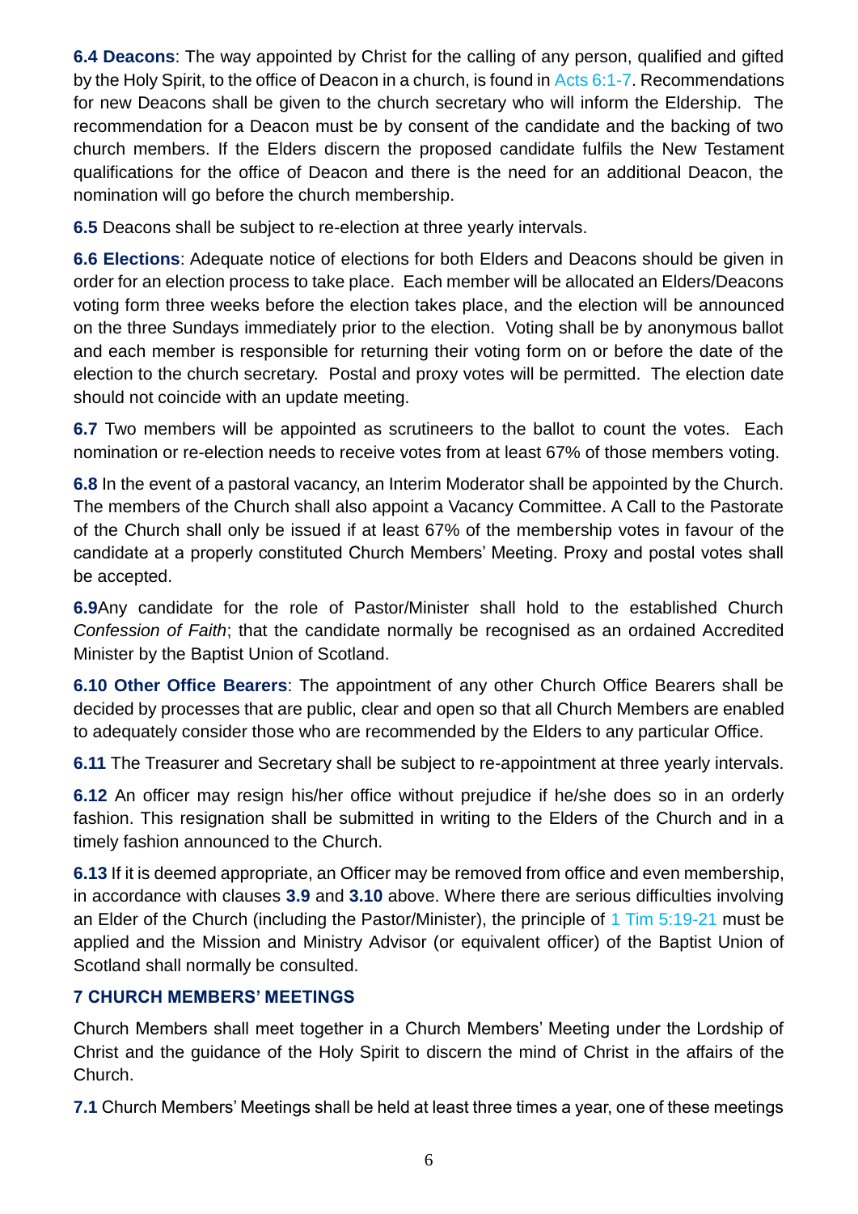**6.4 Deacons**: The way appointed by Christ for the calling of any person, qualified and gifted by the Holy Spirit, to the office of Deacon in a church, is found in Acts 6:1-7. Recommendations for new Deacons shall be given to the church secretary who will inform the Eldership. The recommendation for a Deacon must be by consent of the candidate and the backing of two church members. If the Elders discern the proposed candidate fulfils the New Testament qualifications for the office of Deacon and there is the need for an additional Deacon, the nomination will go before the church membership.

**6.5** Deacons shall be subject to re-election at three yearly intervals.

**6.6 Elections**: Adequate notice of elections for both Elders and Deacons should be given in order for an election process to take place. Each member will be allocated an Elders/Deacons voting form three weeks before the election takes place, and the election will be announced on the three Sundays immediately prior to the election. Voting shall be by anonymous ballot and each member is responsible for returning their voting form on or before the date of the election to the church secretary. Postal and proxy votes will be permitted. The election date should not coincide with an update meeting.

**6.7** Two members will be appointed as scrutineers to the ballot to count the votes. Each nomination or re-election needs to receive votes from at least 67% of those members voting.

**6.8** In the event of a pastoral vacancy, an Interim Moderator shall be appointed by the Church. The members of the Church shall also appoint a Vacancy Committee. A Call to the Pastorate of the Church shall only be issued if at least 67% of the membership votes in favour of the candidate at a properly constituted Church Members' Meeting. Proxy and postal votes shall be accepted.

**6.9**Any candidate for the role of Pastor/Minister shall hold to the established Church *Confession of Faith*; that the candidate normally be recognised as an ordained Accredited Minister by the Baptist Union of Scotland.

**6.10 Other Office Bearers**: The appointment of any other Church Office Bearers shall be decided by processes that are public, clear and open so that all Church Members are enabled to adequately consider those who are recommended by the Elders to any particular Office.

**6.11** The Treasurer and Secretary shall be subject to re-appointment at three yearly intervals.

**6.12** An officer may resign his/her office without prejudice if he/she does so in an orderly fashion. This resignation shall be submitted in writing to the Elders of the Church and in a timely fashion announced to the Church.

**6.13** If it is deemed appropriate, an Officer may be removed from office and even membership, in accordance with clauses **3.9** and **3.10** above. Where there are serious difficulties involving an Elder of the Church (including the Pastor/Minister), the principle of 1 Tim 5:19-21 must be applied and the Mission and Ministry Advisor (or equivalent officer) of the Baptist Union of Scotland shall normally be consulted.

## 7 CHURCH MEMBERS' MEETINGS

Church Members shall meet together in a Church Members' Meeting under the Lordship of Christ and the guidance of the Holy Spirit to discern the mind of Christ in the affairs of the Church.

**7.1** Church Members' Meetings shall be held at least three times a year, one of these meetings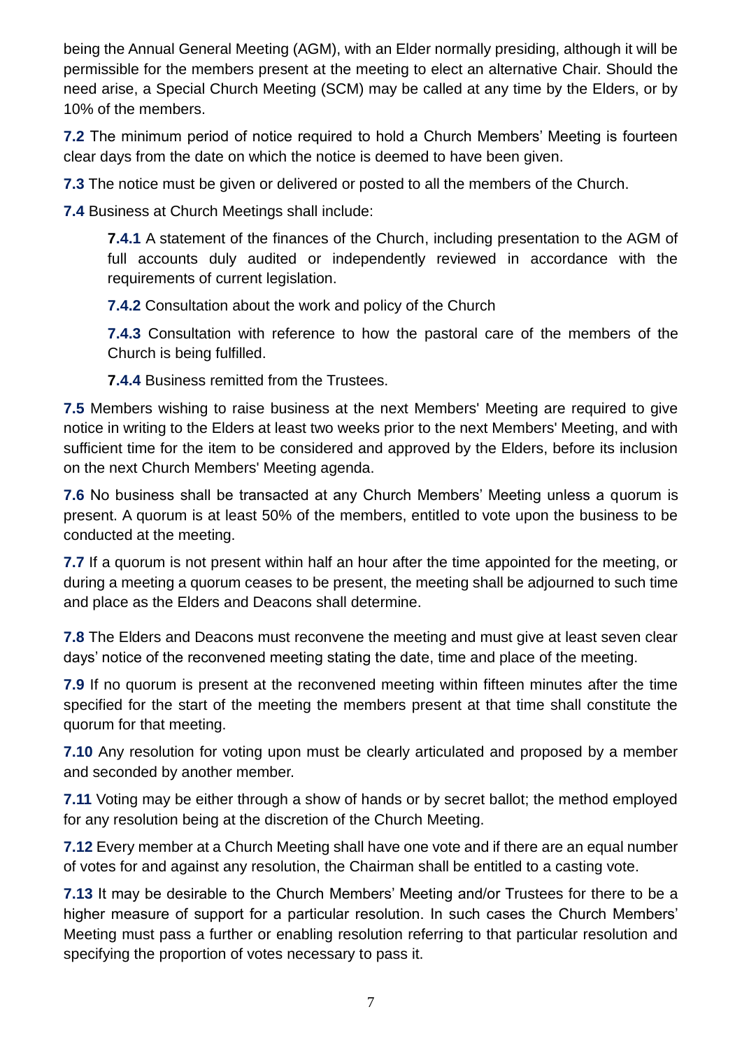being the Annual General Meeting (AGM), with an Elder normally presiding, although it will be permissible for the members present at the meeting to elect an alternative Chair. Should the need arise, a Special Church Meeting (SCM) may be called at any time by the Elders, or by 10% of the members.

**7.2** The minimum period of notice required to hold a Church Members' Meeting is fourteen clear days from the date on which the notice is deemed to have been given.

**7.3** The notice must be given or delivered or posted to all the members of the Church.

**7.4** Business at Church Meetings shall include:

> **7.4.1** A statement of the finances of the Church, including presentation to the AGM of full accounts duly audited or independently reviewed in accordance with the requirements of current legislation.
>
> **7.4.2** Consultation about the work and policy of the Church
>
> **7.4.3** Consultation with reference to how the pastoral care of the members of the Church is being fulfilled.
>
> **7.4.4** Business remitted from the Trustees.

**7.5** Members wishing to raise business at the next Members' Meeting are required to give notice in writing to the Elders at least two weeks prior to the next Members' Meeting, and with sufficient time for the item to be considered and approved by the Elders, before its inclusion on the next Church Members' Meeting agenda.

**7.6** No business shall be transacted at any Church Members' Meeting unless a quorum is present. A quorum is at least 50% of the members, entitled to vote upon the business to be conducted at the meeting.

**7.7** If a quorum is not present within half an hour after the time appointed for the meeting, or during a meeting a quorum ceases to be present, the meeting shall be adjourned to such time and place as the Elders and Deacons shall determine.

**7.8** The Elders and Deacons must reconvene the meeting and must give at least seven clear days' notice of the reconvened meeting stating the date, time and place of the meeting.

**7.9** If no quorum is present at the reconvened meeting within fifteen minutes after the time specified for the start of the meeting the members present at that time shall constitute the quorum for that meeting.

**7.10** Any resolution for voting upon must be clearly articulated and proposed by a member and seconded by another member.

**7.11** Voting may be either through a show of hands or by secret ballot; the method employed for any resolution being at the discretion of the Church Meeting.

**7.12** Every member at a Church Meeting shall have one vote and if there are an equal number of votes for and against any resolution, the Chairman shall be entitled to a casting vote.

**7.13** It may be desirable to the Church Members' Meeting and/or Trustees for there to be a higher measure of support for a particular resolution. In such cases the Church Members' Meeting must pass a further or enabling resolution referring to that particular resolution and specifying the proportion of votes necessary to pass it.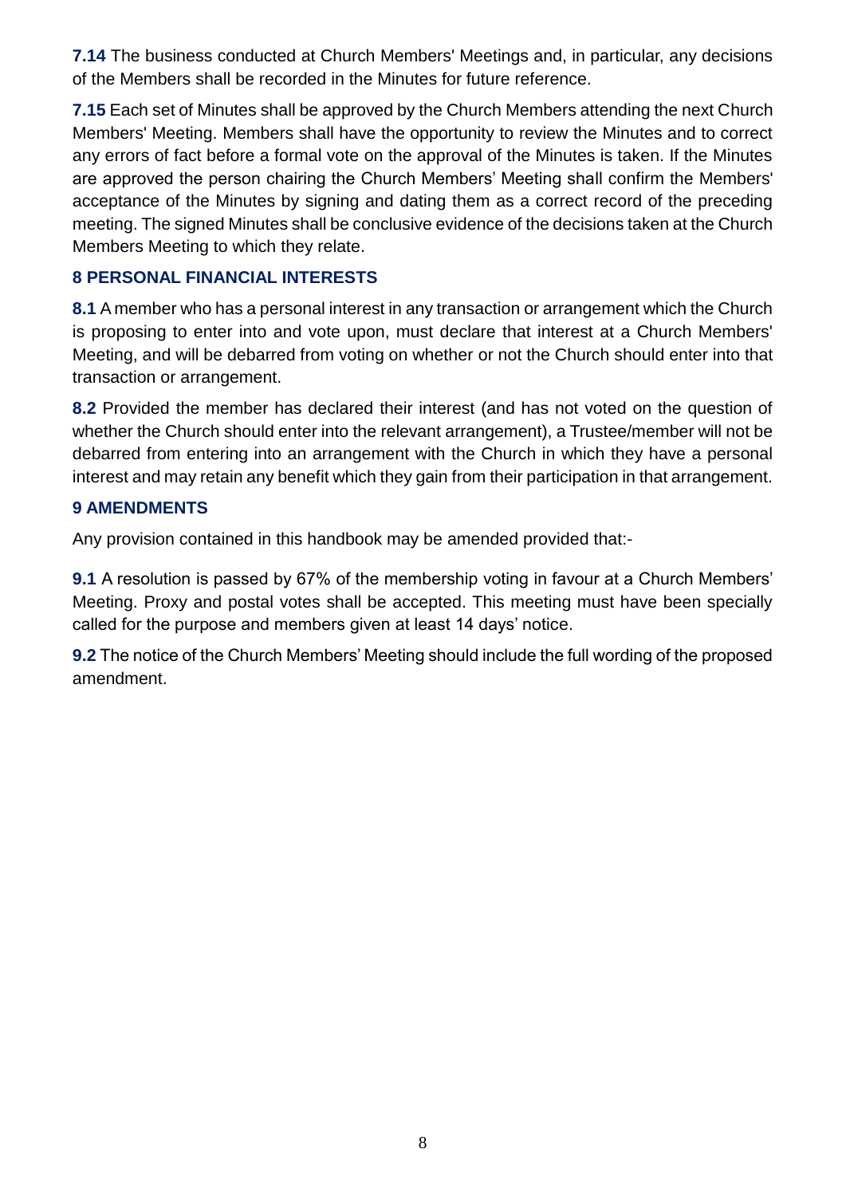**7.14** The business conducted at Church Members' Meetings and, in particular, any decisions of the Members shall be recorded in the Minutes for future reference.

**7.15** Each set of Minutes shall be approved by the Church Members attending the next Church Members' Meeting. Members shall have the opportunity to review the Minutes and to correct any errors of fact before a formal vote on the approval of the Minutes is taken. If the Minutes are approved the person chairing the Church Members' Meeting shall confirm the Members' acceptance of the Minutes by signing and dating them as a correct record of the preceding meeting. The signed Minutes shall be conclusive evidence of the decisions taken at the Church Members Meeting to which they relate.

## 8 PERSONAL FINANCIAL INTERESTS

**8.1** A member who has a personal interest in any transaction or arrangement which the Church is proposing to enter into and vote upon, must declare that interest at a Church Members' Meeting, and will be debarred from voting on whether or not the Church should enter into that transaction or arrangement.

**8.2** Provided the member has declared their interest (and has not voted on the question of whether the Church should enter into the relevant arrangement), a Trustee/member will not be debarred from entering into an arrangement with the Church in which they have a personal interest and may retain any benefit which they gain from their participation in that arrangement.

## 9 AMENDMENTS

Any provision contained in this handbook may be amended provided that:-

**9.1** A resolution is passed by 67% of the membership voting in favour at a Church Members' Meeting. Proxy and postal votes shall be accepted. This meeting must have been specially called for the purpose and members given at least 14 days' notice.

**9.2** The notice of the Church Members' Meeting should include the full wording of the proposed amendment.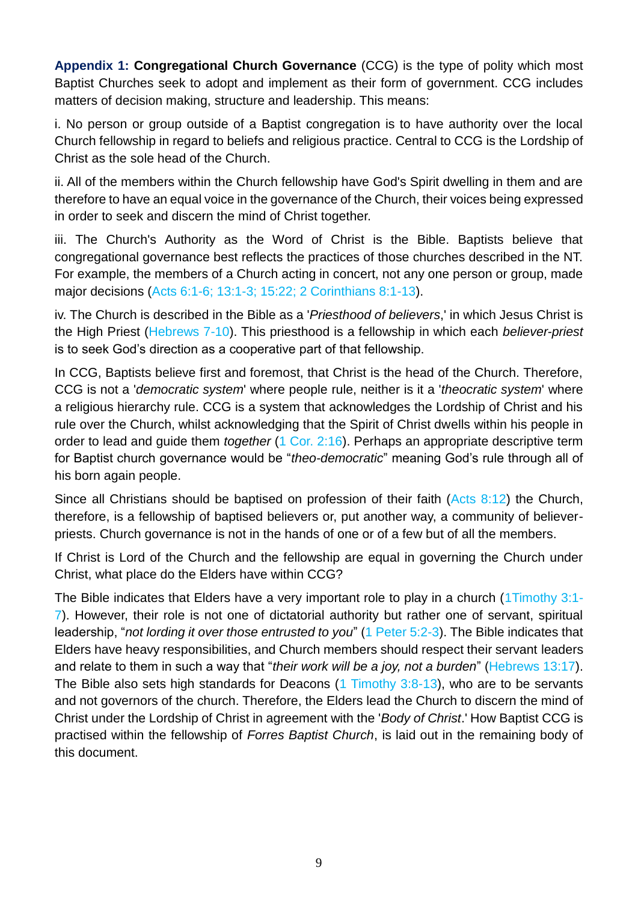**Appendix 1: Congregational Church Governance** (CCG) is the type of polity which most Baptist Churches seek to adopt and implement as their form of government. CCG includes matters of decision making, structure and leadership. This means:

i. No person or group outside of a Baptist congregation is to have authority over the local Church fellowship in regard to beliefs and religious practice. Central to CCG is the Lordship of Christ as the sole head of the Church.

ii. All of the members within the Church fellowship have God's Spirit dwelling in them and are therefore to have an equal voice in the governance of the Church, their voices being expressed in order to seek and discern the mind of Christ together.

iii. The Church's Authority as the Word of Christ is the Bible. Baptists believe that congregational governance best reflects the practices of those churches described in the NT. For example, the members of a Church acting in concert, not any one person or group, made major decisions (Acts 6:1-6; 13:1-3; 15:22; 2 Corinthians 8:1-13).

iv. The Church is described in the Bible as a '*Priesthood of believers*,' in which Jesus Christ is the High Priest (Hebrews 7-10). This priesthood is a fellowship in which each *believer-priest* is to seek God's direction as a cooperative part of that fellowship.

In CCG, Baptists believe first and foremost, that Christ is the head of the Church. Therefore, CCG is not a '*democratic system*' where people rule, neither is it a '*theocratic system*' where a religious hierarchy rule. CCG is a system that acknowledges the Lordship of Christ and his rule over the Church, whilst acknowledging that the Spirit of Christ dwells within his people in order to lead and guide them *together* (1 Cor. 2:16). Perhaps an appropriate descriptive term for Baptist church governance would be "*theo-democratic*" meaning God's rule through all of his born again people.

Since all Christians should be baptised on profession of their faith (Acts 8:12) the Church, therefore, is a fellowship of baptised believers or, put another way, a community of believer-priests. Church governance is not in the hands of one or of a few but of all the members.

If Christ is Lord of the Church and the fellowship are equal in governing the Church under Christ, what place do the Elders have within CCG?

The Bible indicates that Elders have a very important role to play in a church (1Timothy 3:1-7). However, their role is not one of dictatorial authority but rather one of servant, spiritual leadership, "*not lording it over those entrusted to you*" (1 Peter 5:2-3). The Bible indicates that Elders have heavy responsibilities, and Church members should respect their servant leaders and relate to them in such a way that "*their work will be a joy, not a burden*" (Hebrews 13:17). The Bible also sets high standards for Deacons (1 Timothy 3:8-13), who are to be servants and not governors of the church. Therefore, the Elders lead the Church to discern the mind of Christ under the Lordship of Christ in agreement with the '*Body of Christ*.' How Baptist CCG is practised within the fellowship of *Forres Baptist Church*, is laid out in the remaining body of this document.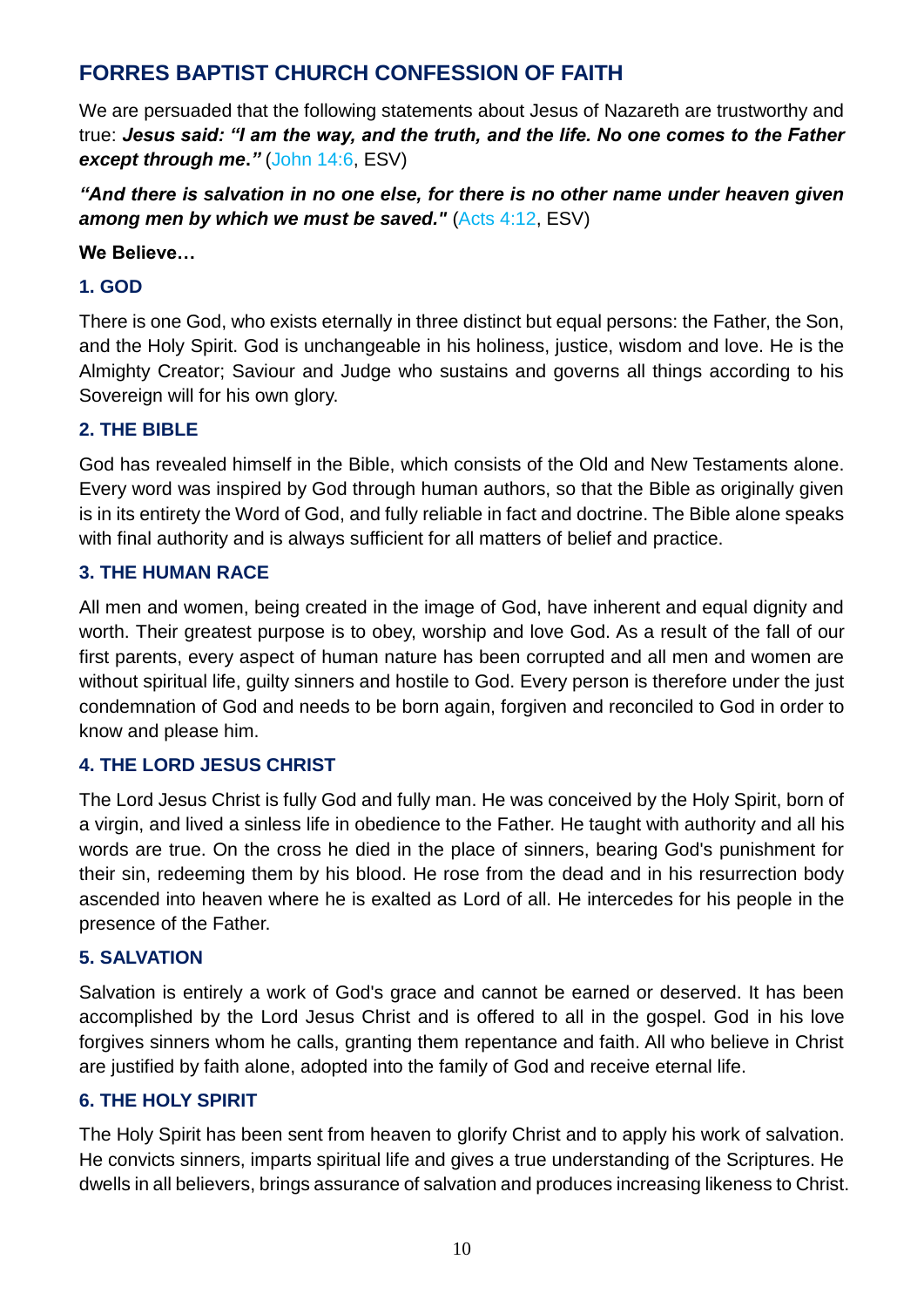## FORRES BAPTIST CHURCH CONFESSION OF FAITH

We are persuaded that the following statements about Jesus of Nazareth are trustworthy and true: ***Jesus said: "I am the way, and the truth, and the life. No one comes to the Father except through me."*** (John 14:6, ESV)

***"And there is salvation in no one else, for there is no other name under heaven given among men by which we must be saved."*** (Acts 4:12, ESV)

**We Believe…**

### 1. GOD

There is one God, who exists eternally in three distinct but equal persons: the Father, the Son, and the Holy Spirit. God is unchangeable in his holiness, justice, wisdom and love. He is the Almighty Creator; Saviour and Judge who sustains and governs all things according to his Sovereign will for his own glory.

### 2. THE BIBLE

God has revealed himself in the Bible, which consists of the Old and New Testaments alone. Every word was inspired by God through human authors, so that the Bible as originally given is in its entirety the Word of God, and fully reliable in fact and doctrine. The Bible alone speaks with final authority and is always sufficient for all matters of belief and practice.

### 3. THE HUMAN RACE

All men and women, being created in the image of God, have inherent and equal dignity and worth. Their greatest purpose is to obey, worship and love God. As a result of the fall of our first parents, every aspect of human nature has been corrupted and all men and women are without spiritual life, guilty sinners and hostile to God. Every person is therefore under the just condemnation of God and needs to be born again, forgiven and reconciled to God in order to know and please him.

### 4. THE LORD JESUS CHRIST

The Lord Jesus Christ is fully God and fully man. He was conceived by the Holy Spirit, born of a virgin, and lived a sinless life in obedience to the Father. He taught with authority and all his words are true. On the cross he died in the place of sinners, bearing God's punishment for their sin, redeeming them by his blood. He rose from the dead and in his resurrection body ascended into heaven where he is exalted as Lord of all. He intercedes for his people in the presence of the Father.

### 5. SALVATION

Salvation is entirely a work of God's grace and cannot be earned or deserved. It has been accomplished by the Lord Jesus Christ and is offered to all in the gospel. God in his love forgives sinners whom he calls, granting them repentance and faith. All who believe in Christ are justified by faith alone, adopted into the family of God and receive eternal life.

### 6. THE HOLY SPIRIT

The Holy Spirit has been sent from heaven to glorify Christ and to apply his work of salvation. He convicts sinners, imparts spiritual life and gives a true understanding of the Scriptures. He dwells in all believers, brings assurance of salvation and produces increasing likeness to Christ.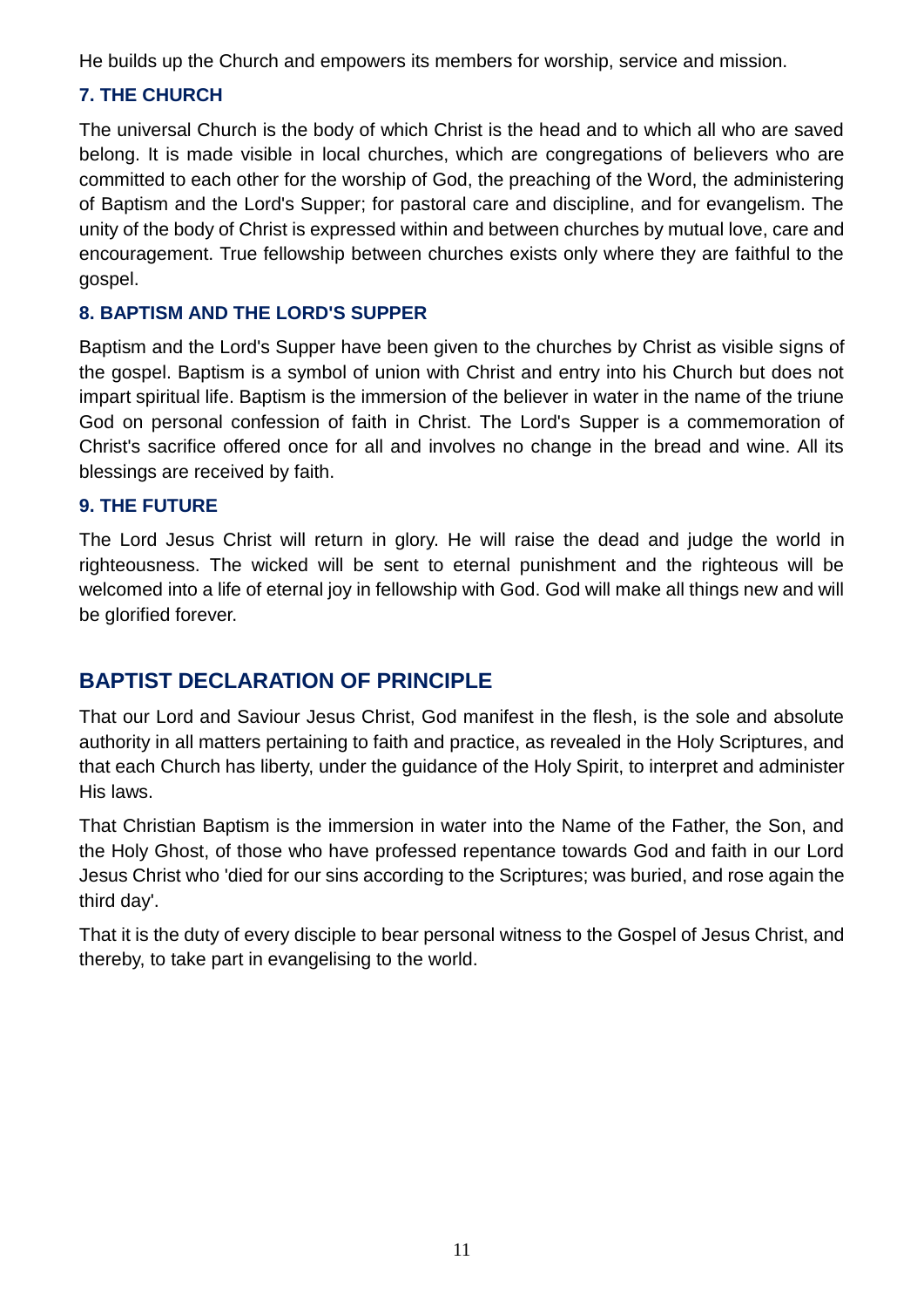He builds up the Church and empowers its members for worship, service and mission.

### 7. THE CHURCH

The universal Church is the body of which Christ is the head and to which all who are saved belong. It is made visible in local churches, which are congregations of believers who are committed to each other for the worship of God, the preaching of the Word, the administering of Baptism and the Lord's Supper; for pastoral care and discipline, and for evangelism. The unity of the body of Christ is expressed within and between churches by mutual love, care and encouragement. True fellowship between churches exists only where they are faithful to the gospel.

### 8. BAPTISM AND THE LORD'S SUPPER

Baptism and the Lord's Supper have been given to the churches by Christ as visible signs of the gospel. Baptism is a symbol of union with Christ and entry into his Church but does not impart spiritual life. Baptism is the immersion of the believer in water in the name of the triune God on personal confession of faith in Christ. The Lord's Supper is a commemoration of Christ's sacrifice offered once for all and involves no change in the bread and wine. All its blessings are received by faith.

### 9. THE FUTURE

The Lord Jesus Christ will return in glory. He will raise the dead and judge the world in righteousness. The wicked will be sent to eternal punishment and the righteous will be welcomed into a life of eternal joy in fellowship with God. God will make all things new and will be glorified forever.

## BAPTIST DECLARATION OF PRINCIPLE

That our Lord and Saviour Jesus Christ, God manifest in the flesh, is the sole and absolute authority in all matters pertaining to faith and practice, as revealed in the Holy Scriptures, and that each Church has liberty, under the guidance of the Holy Spirit, to interpret and administer His laws.

That Christian Baptism is the immersion in water into the Name of the Father, the Son, and the Holy Ghost, of those who have professed repentance towards God and faith in our Lord Jesus Christ who 'died for our sins according to the Scriptures; was buried, and rose again the third day'.

That it is the duty of every disciple to bear personal witness to the Gospel of Jesus Christ, and thereby, to take part in evangelising to the world.